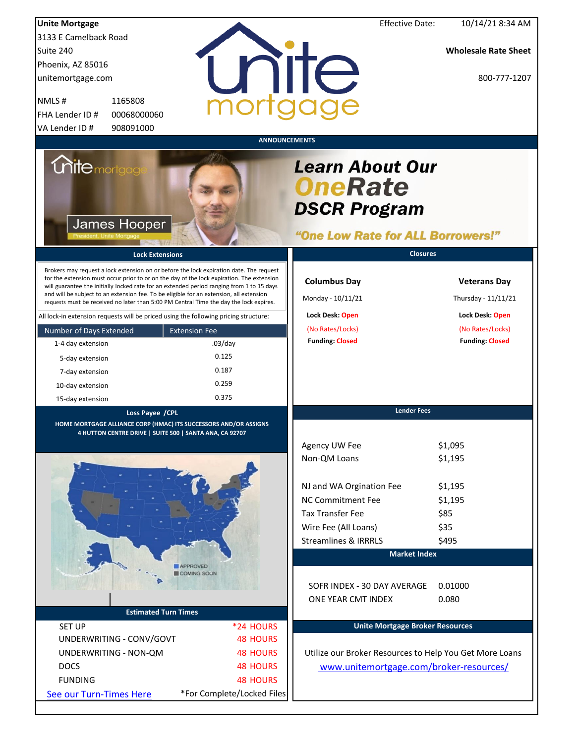**Unite Mortgage**
3133 E Camelback Road
Suite 240
Phoenix, AZ 85016
unitemortgage.com

NMLS # 1165808
FHA Lender ID # 00068000060
VA Lender ID # 908091000

Effective Date: 10/14/21 8:34 AM

**Wholesale Rate Sheet**

800-777-1207

## ANNOUNCEMENTS

James Hooper
President, Unite Mortgage

***Learn About Our OneRate DSCR Program***

***"One Low Rate for ALL Borrowers!"***

## Lock Extensions

Brokers may request a lock extension on or before the lock expiration date. The request for the extension must occur prior to or on the day of the lock expiration. The extension will guarantee the initially locked rate for an extended period ranging from 1 to 15 days and will be subject to an extension fee. To be eligible for an extension, all extension requests must be received no later than 5:00 PM Central Time the day the lock expires.

All lock-in extension requests will be priced using the following pricing structure:

| Number of Days Extended | Extension Fee |
|---|---|
| 1-4 day extension | .03/day |
| 5-day extension | 0.125 |
| 7-day extension | 0.187 |
| 10-day extension | 0.259 |
| 15-day extension | 0.375 |

## Closures

| Columbus Day | Veterans Day |
|---|---|
| Monday - 10/11/21 | Thursday - 11/11/21 |
| **Lock Desk:** Open | **Lock Desk:** Open |
| (No Rates/Locks) | (No Rates/Locks) |
| **Funding:** Closed | **Funding:** Closed |

## Loss Payee /CPL

**HOME MORTGAGE ALLIANCE CORP (HMAC) ITS SUCCESSORS AND/OR ASSIGNS**
**4 HUTTON CENTRE DRIVE | SUITE 500 | SANTA ANA, CA 92707**

APPROVED
COMING SOON

## Lender Fees

| | |
|---|---|
| Agency UW Fee | $1,095 |
| Non-QM Loans | $1,195 |
| NJ and WA Orgination Fee | $1,195 |
| NC Commitment Fee | $1,195 |
| Tax Transfer Fee | $85 |
| Wire Fee (All Loans) | $35 |
| Streamlines & IRRRLS | $495 |

## Market Index

| | |
|---|---|
| SOFR INDEX - 30 DAY AVERAGE | 0.01000 |
| ONE YEAR CMT INDEX | 0.080 |

## Estimated Turn Times

| | |
|---|---|
| SET UP | *24 HOURS |
| UNDERWRITING - CONV/GOVT | 48 HOURS |
| UNDERWRITING - NON-QM | 48 HOURS |
| DOCS | 48 HOURS |
| FUNDING | 48 HOURS |

See our Turn-Times Here    *For Complete/Locked Files

## Unite Mortgage Broker Resources

Utilize our Broker Resources to Help You Get More Loans
www.unitemortgage.com/broker-resources/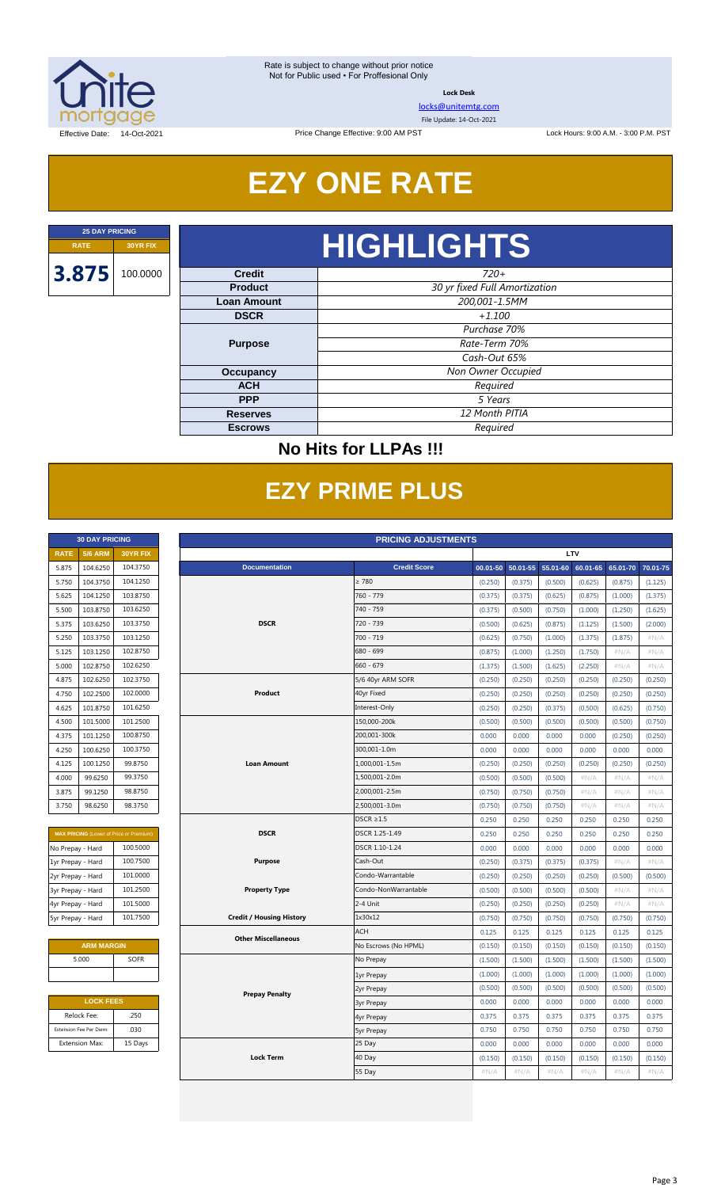Rate is subject to change without prior notice
Not for Public used • For Proffesional Only

**Lock Desk**

locks@unitemtg.com

File Update: 14-Oct-2021

Effective Date: 14-Oct-2021

Price Change Effective: 9:00 AM PST

Lock Hours: 9:00 A.M. - 3:00 P.M. PST

# EZY ONE RATE

| 25 DAY PRICING | |
|---|---|
| **RATE** | **30YR FIX** |
| **3.875** | 100.0000 |

# HIGHLIGHTS

| | |
|---|---|
| **Credit** | *720+* |
| **Product** | *30 yr fixed Full Amortization* |
| **Loan Amount** | *200,001-1.5MM* |
| **DSCR** | *+1.100* |
| **Purpose** | *Purchase 70%* |
| | *Rate-Term 70%* |
| | *Cash-Out 65%* |
| **Occupancy** | *Non Owner Occupied* |
| **ACH** | *Required* |
| **PPP** | *5 Years* |
| **Reserves** | *12 Month PITIA* |
| **Escrows** | *Required* |

## No Hits for LLPAs !!!

# EZY PRIME PLUS

| 30 DAY PRICING | | |
|---|---|---|
| **RATE** | **5/6 ARM** | **30YR FIX** |
| 5.875 | 104.6250 | 104.3750 |
| 5.750 | 104.3750 | 104.1250 |
| 5.625 | 104.1250 | 103.8750 |
| 5.500 | 103.8750 | 103.6250 |
| 5.375 | 103.6250 | 103.3750 |
| 5.250 | 103.3750 | 103.1250 |
| 5.125 | 103.1250 | 102.8750 |
| 5.000 | 102.8750 | 102.6250 |
| 4.875 | 102.6250 | 102.3750 |
| 4.750 | 102.2500 | 102.0000 |
| 4.625 | 101.8750 | 101.6250 |
| 4.500 | 101.5000 | 101.2500 |
| 4.375 | 101.1250 | 100.8750 |
| 4.250 | 100.6250 | 100.3750 |
| 4.125 | 100.1250 | 99.8750 |
| 4.000 | 99.6250 | 99.3750 |
| 3.875 | 99.1250 | 98.8750 |
| 3.750 | 98.6250 | 98.3750 |

| MAX PRICING (Lower of Price or Premium) | |
|---|---|
| No Prepay - Hard | 100.5000 |
| 1yr Prepay - Hard | 100.7500 |
| 2yr Prepay - Hard | 101.0000 |
| 3yr Prepay - Hard | 101.2500 |
| 4yr Prepay - Hard | 101.5000 |
| 5yr Prepay - Hard | 101.7500 |

| ARM MARGIN | |
|---|---|
| 5.000 | SOFR |

| LOCK FEES | |
|---|---|
| Relock Fee: | .250 |
| Extension Fee Per Diem: | .030 |
| Extension Max: | 15 Days |

| PRICING ADJUSTMENTS | | | | | | | |
|---|---|---|---|---|---|---|---|
| | | LTV | | | | | |
| **Documentation** | **Credit Score** | **00.01-50** | **50.01-55** | **55.01-60** | **60.01-65** | **65.01-70** | **70.01-75** |
| **DSCR** | ≥ 780 | (0.250) | (0.375) | (0.500) | (0.625) | (0.875) | (1.125) |
| | 760 - 779 | (0.375) | (0.375) | (0.625) | (0.875) | (1.000) | (1.375) |
| | 740 - 759 | (0.375) | (0.500) | (0.750) | (1.000) | (1.250) | (1.625) |
| | 720 - 739 | (0.500) | (0.625) | (0.875) | (1.125) | (1.500) | (2.000) |
| | 700 - 719 | (0.625) | (0.750) | (1.000) | (1.375) | (1.875) | #N/A |
| | 680 - 699 | (0.875) | (1.000) | (1.250) | (1.750) | #N/A | #N/A |
| | 660 - 679 | (1.375) | (1.500) | (1.625) | (2.250) | #N/A | #N/A |
| **Product** | 5/6 40yr ARM SOFR | (0.250) | (0.250) | (0.250) | (0.250) | (0.250) | (0.250) |
| | 40yr Fixed | (0.250) | (0.250) | (0.250) | (0.250) | (0.250) | (0.250) |
| | Interest-Only | (0.250) | (0.250) | (0.375) | (0.500) | (0.625) | (0.750) |
| **Loan Amount** | 150,000-200k | (0.500) | (0.500) | (0.500) | (0.500) | (0.500) | (0.750) |
| | 200,001-300k | 0.000 | 0.000 | 0.000 | 0.000 | (0.250) | (0.250) |
| | 300,001-1.0m | 0.000 | 0.000 | 0.000 | 0.000 | 0.000 | 0.000 |
| | 1,000,001-1.5m | (0.250) | (0.250) | (0.250) | (0.250) | (0.250) | (0.250) |
| | 1,500,001-2.0m | (0.500) | (0.500) | (0.500) | #N/A | #N/A | #N/A |
| | 2,000,001-2.5m | (0.750) | (0.750) | (0.750) | #N/A | #N/A | #N/A |
| | 2,500,001-3.0m | (0.750) | (0.750) | (0.750) | #N/A | #N/A | #N/A |
| **DSCR** | DSCR ≥1.5 | 0.250 | 0.250 | 0.250 | 0.250 | 0.250 | 0.250 |
| | DSCR 1.25-1.49 | 0.250 | 0.250 | 0.250 | 0.250 | 0.250 | 0.250 |
| | DSCR 1.10-1.24 | 0.000 | 0.000 | 0.000 | 0.000 | 0.000 | 0.000 |
| **Purpose** | Cash-Out | (0.250) | (0.375) | (0.375) | (0.375) | #N/A | #N/A |
| **Property Type** | Condo-Warrantable | (0.250) | (0.250) | (0.250) | (0.250) | (0.500) | (0.500) |
| | Condo-NonWarrantable | (0.500) | (0.500) | (0.500) | (0.500) | #N/A | #N/A |
| | 2-4 Unit | (0.250) | (0.250) | (0.250) | (0.250) | #N/A | #N/A |
| **Credit / Housing History** | 1x30x12 | (0.750) | (0.750) | (0.750) | (0.750) | (0.750) | (0.750) |
| **Other Miscellaneous** | ACH | 0.125 | 0.125 | 0.125 | 0.125 | 0.125 | 0.125 |
| | No Escrows (No HPML) | (0.150) | (0.150) | (0.150) | (0.150) | (0.150) | (0.150) |
| **Prepay Penalty** | No Prepay | (1.500) | (1.500) | (1.500) | (1.500) | (1.500) | (1.500) |
| | 1yr Prepay | (1.000) | (1.000) | (1.000) | (1.000) | (1.000) | (1.000) |
| | 2yr Prepay | (0.500) | (0.500) | (0.500) | (0.500) | (0.500) | (0.500) |
| | 3yr Prepay | 0.000 | 0.000 | 0.000 | 0.000 | 0.000 | 0.000 |
| | 4yr Prepay | 0.375 | 0.375 | 0.375 | 0.375 | 0.375 | 0.375 |
| | 5yr Prepay | 0.750 | 0.750 | 0.750 | 0.750 | 0.750 | 0.750 |
| **Lock Term** | 25 Day | 0.000 | 0.000 | 0.000 | 0.000 | 0.000 | 0.000 |
| | 40 Day | (0.150) | (0.150) | (0.150) | (0.150) | (0.150) | (0.150) |
| | 55 Day | #N/A | #N/A | #N/A | #N/A | #N/A | #N/A |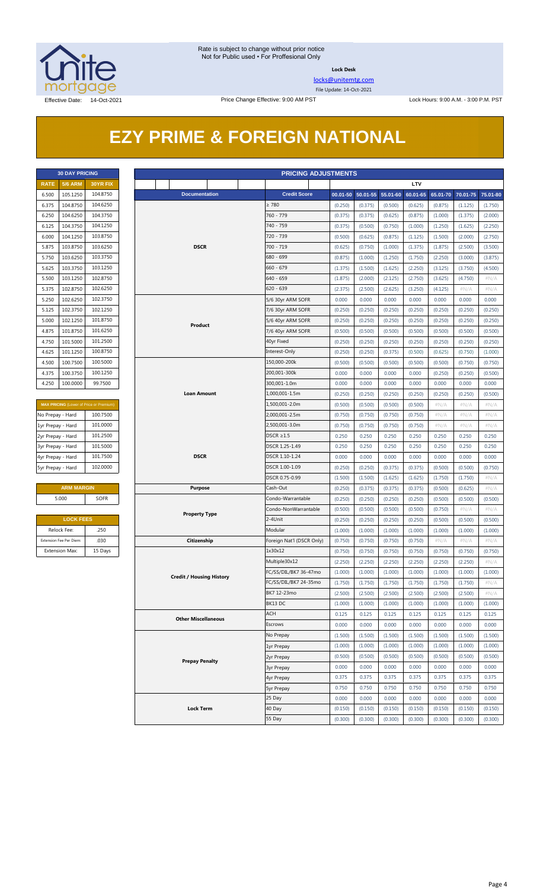Rate is subject to change without prior notice
Not for Public used • For Proffesional Only

**Lock Desk**

locks@unitemtg.com

File Update: 14-Oct-2021

Effective Date: 14-Oct-2021

Price Change Effective: 9:00 AM PST

Lock Hours: 9:00 A.M. - 3:00 P.M. PST

# EZY PRIME & FOREIGN NATIONAL

| 30 DAY PRICING | | |
|---|---|---|
| RATE | 5/6 ARM | 30YR FIX |
| 6.500 | 105.1250 | 104.8750 |
| 6.375 | 104.8750 | 104.6250 |
| 6.250 | 104.6250 | 104.3750 |
| 6.125 | 104.3750 | 104.1250 |
| 6.000 | 104.1250 | 103.8750 |
| 5.875 | 103.8750 | 103.6250 |
| 5.750 | 103.6250 | 103.3750 |
| 5.625 | 103.3750 | 103.1250 |
| 5.500 | 103.1250 | 102.8750 |
| 5.375 | 102.8750 | 102.6250 |
| 5.250 | 102.6250 | 102.3750 |
| 5.125 | 102.3750 | 102.1250 |
| 5.000 | 102.1250 | 101.8750 |
| 4.875 | 101.8750 | 101.6250 |
| 4.750 | 101.5000 | 101.2500 |
| 4.625 | 101.1250 | 100.8750 |
| 4.500 | 100.7500 | 100.5000 |
| 4.375 | 100.3750 | 100.1250 |
| 4.250 | 100.0000 | 99.7500 |

| MAX PRICING (Lower of Price or Premium) | |
|---|---|
| No Prepay - Hard | 100.7500 |
| 1yr Prepay - Hard | 101.0000 |
| 2yr Prepay - Hard | 101.2500 |
| 3yr Prepay - Hard | 101.5000 |
| 4yr Prepay - Hard | 101.7500 |
| 5yr Prepay - Hard | 102.0000 |

| ARM MARGIN | |
|---|---|
| 5.000 | SOFR |

| LOCK FEES | |
|---|---|
| Relock Fee: | .250 |
| Extension Fee Per Diem: | .030 |
| Extension Max: | 15 Days |

| PRICING ADJUSTMENTS | | | | | | | | |
|---|---|---|---|---|---|---|---|---|
| | | LTV | | | | | | |
| Documentation | Credit Score | 00.01-50 | 50.01-55 | 55.01-60 | 60.01-65 | 65.01-70 | 70.01-75 | 75.01-80 |
| DSCR | ≥ 780 | (0.250) | (0.375) | (0.500) | (0.625) | (0.875) | (1.125) | (1.750) |
| | 760 - 779 | (0.375) | (0.375) | (0.625) | (0.875) | (1.000) | (1.375) | (2.000) |
| | 740 - 759 | (0.375) | (0.500) | (0.750) | (1.000) | (1.250) | (1.625) | (2.250) |
| | 720 - 739 | (0.500) | (0.625) | (0.875) | (1.125) | (1.500) | (2.000) | (2.750) |
| | 700 - 719 | (0.625) | (0.750) | (1.000) | (1.375) | (1.875) | (2.500) | (3.500) |
| | 680 - 699 | (0.875) | (1.000) | (1.250) | (1.750) | (2.250) | (3.000) | (3.875) |
| | 660 - 679 | (1.375) | (1.500) | (1.625) | (2.250) | (3.125) | (3.750) | (4.500) |
| | 640 - 659 | (1.875) | (2.000) | (2.125) | (2.750) | (3.625) | (4.750) | #N/A |
| | 620 - 639 | (2.375) | (2.500) | (2.625) | (3.250) | (4.125) | #N/A | #N/A |
| Product | 5/6 30yr ARM SOFR | 0.000 | 0.000 | 0.000 | 0.000 | 0.000 | 0.000 | 0.000 |
| | 7/6 30yr ARM SOFR | (0.250) | (0.250) | (0.250) | (0.250) | (0.250) | (0.250) | (0.250) |
| | 5/6 40yr ARM SOFR | (0.250) | (0.250) | (0.250) | (0.250) | (0.250) | (0.250) | (0.250) |
| | 7/6 40yr ARM SOFR | (0.500) | (0.500) | (0.500) | (0.500) | (0.500) | (0.500) | (0.500) |
| | 40yr Fixed | (0.250) | (0.250) | (0.250) | (0.250) | (0.250) | (0.250) | (0.250) |
| | Interest-Only | (0.250) | (0.250) | (0.375) | (0.500) | (0.625) | (0.750) | (1.000) |
| Loan Amount | 150,000-200k | (0.500) | (0.500) | (0.500) | (0.500) | (0.500) | (0.750) | (0.750) |
| | 200,001-300k | 0.000 | 0.000 | 0.000 | 0.000 | (0.250) | (0.250) | (0.500) |
| | 300,001-1.0m | 0.000 | 0.000 | 0.000 | 0.000 | 0.000 | 0.000 | 0.000 |
| | 1,000,001-1.5m | (0.250) | (0.250) | (0.250) | (0.250) | (0.250) | (0.250) | (0.500) |
| | 1,500,001-2.0m | (0.500) | (0.500) | (0.500) | (0.500) | #N/A | #N/A | #N/A |
| | 2,000,001-2.5m | (0.750) | (0.750) | (0.750) | (0.750) | #N/A | #N/A | #N/A |
| | 2,500,001-3.0m | (0.750) | (0.750) | (0.750) | (0.750) | #N/A | #N/A | #N/A |
| DSCR | DSCR ≥1.5 | 0.250 | 0.250 | 0.250 | 0.250 | 0.250 | 0.250 | 0.250 |
| | DSCR 1.25-1.49 | 0.250 | 0.250 | 0.250 | 0.250 | 0.250 | 0.250 | 0.250 |
| | DSCR 1.10-1.24 | 0.000 | 0.000 | 0.000 | 0.000 | 0.000 | 0.000 | 0.000 |
| | DSCR 1.00-1.09 | (0.250) | (0.250) | (0.375) | (0.375) | (0.500) | (0.500) | (0.750) |
| | DSCR 0.75-0.99 | (1.500) | (1.500) | (1.625) | (1.625) | (1.750) | (1.750) | #N/A |
| Purpose | Cash-Out | (0.250) | (0.375) | (0.375) | (0.375) | (0.500) | (0.625) | #N/A |
| Property Type | Condo-Warrantable | (0.250) | (0.250) | (0.250) | (0.250) | (0.500) | (0.500) | (0.500) |
| | Condo-NonWarrantable | (0.500) | (0.500) | (0.500) | (0.500) | (0.750) | #N/A | #N/A |
| | 2-4Unit | (0.250) | (0.250) | (0.250) | (0.250) | (0.500) | (0.500) | (0.500) |
| | Modular | (1.000) | (1.000) | (1.000) | (1.000) | (1.000) | (1.000) | (1.000) |
| Citizenship | Foreign Nat'l (DSCR Only) | (0.750) | (0.750) | (0.750) | (0.750) | #N/A | #N/A | #N/A |
| Credit / Housing History | 1x30x12 | (0.750) | (0.750) | (0.750) | (0.750) | (0.750) | (0.750) | (0.750) |
| | Multiple30x12 | (2.250) | (2.250) | (2.250) | (2.250) | (2.250) | (2.250) | #N/A |
| | FC/SS/DIL/BK7 36-47mo | (1.000) | (1.000) | (1.000) | (1.000) | (1.000) | (1.000) | (1.000) |
| | FC/SS/DIL/BK7 24-35mo | (1.750) | (1.750) | (1.750) | (1.750) | (1.750) | (1.750) | #N/A |
| | BK7 12-23mo | (2.500) | (2.500) | (2.500) | (2.500) | (2.500) | (2.500) | #N/A |
| | BK13 DC | (1.000) | (1.000) | (1.000) | (1.000) | (1.000) | (1.000) | (1.000) |
| Other Miscellaneous | ACH | 0.125 | 0.125 | 0.125 | 0.125 | 0.125 | 0.125 | 0.125 |
| | Escrows | 0.000 | 0.000 | 0.000 | 0.000 | 0.000 | 0.000 | 0.000 |
| Prepay Penalty | No Prepay | (1.500) | (1.500) | (1.500) | (1.500) | (1.500) | (1.500) | (1.500) |
| | 1yr Prepay | (1.000) | (1.000) | (1.000) | (1.000) | (1.000) | (1.000) | (1.000) |
| | 2yr Prepay | (0.500) | (0.500) | (0.500) | (0.500) | (0.500) | (0.500) | (0.500) |
| | 3yr Prepay | 0.000 | 0.000 | 0.000 | 0.000 | 0.000 | 0.000 | 0.000 |
| | 4yr Prepay | 0.375 | 0.375 | 0.375 | 0.375 | 0.375 | 0.375 | 0.375 |
| | 5yr Prepay | 0.750 | 0.750 | 0.750 | 0.750 | 0.750 | 0.750 | 0.750 |
| Lock Term | 25 Day | 0.000 | 0.000 | 0.000 | 0.000 | 0.000 | 0.000 | 0.000 |
| | 40 Day | (0.150) | (0.150) | (0.150) | (0.150) | (0.150) | (0.150) | (0.150) |
| | 55 Day | (0.300) | (0.300) | (0.300) | (0.300) | (0.300) | (0.300) | (0.300) |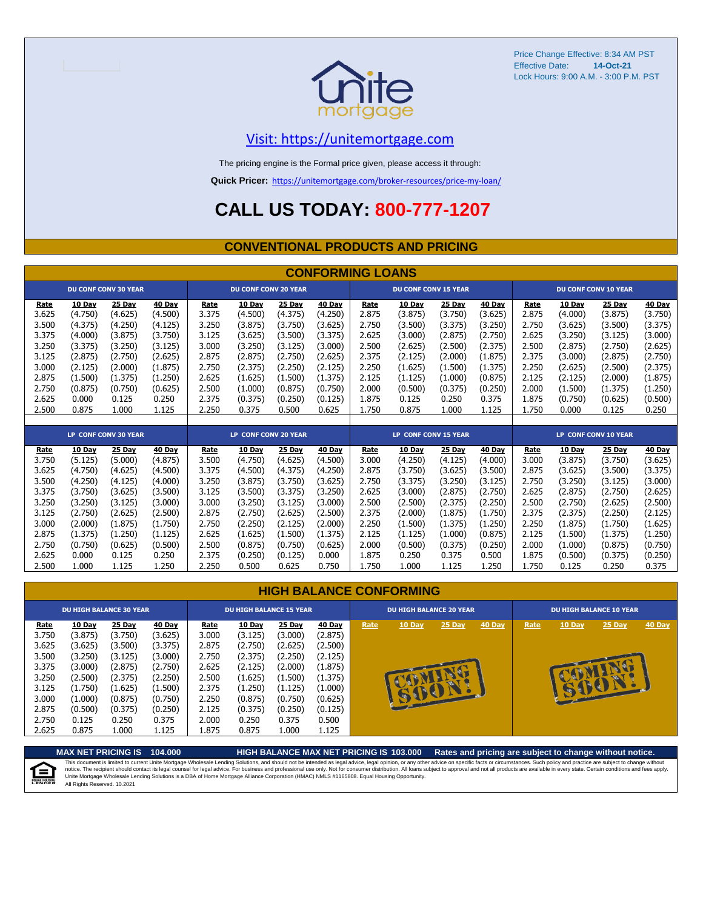Price Change Effective: 8:34 AM PST
Effective Date: **14-Oct-21**
Lock Hours: 9:00 A.M. - 3:00 P.M. PST

unite mortgage

Visit: https://unitemortgage.com

The pricing engine is the Formal price given, please access it through:

**Quick Pricer:** https://unitemortgage.com/broker-resources/price-my-loan/

# CALL US TODAY: 800-777-1207

## CONVENTIONAL PRODUCTS AND PRICING

### CONFORMING LOANS

| DU CONF CONV 30 YEAR | | | | DU CONF CONV 20 YEAR | | | | DU CONF CONV 15 YEAR | | | | DU CONF CONV 10 YEAR | | | |
|---|---|---|---|---|---|---|---|---|---|---|---|---|---|---|---|
| Rate | 10 Day | 25 Day | 40 Day | Rate | 10 Day | 25 Day | 40 Day | Rate | 10 Day | 25 Day | 40 Day | Rate | 10 Day | 25 Day | 40 Day |
| 3.625 | (4.750) | (4.625) | (4.500) | 3.375 | (4.500) | (4.375) | (4.250) | 2.875 | (3.875) | (3.750) | (3.625) | 2.875 | (4.000) | (3.875) | (3.750) |
| 3.500 | (4.375) | (4.250) | (4.125) | 3.250 | (3.875) | (3.750) | (3.625) | 2.750 | (3.500) | (3.375) | (3.250) | 2.750 | (3.625) | (3.500) | (3.375) |
| 3.375 | (4.000) | (3.875) | (3.750) | 3.125 | (3.625) | (3.500) | (3.375) | 2.625 | (3.000) | (2.875) | (2.750) | 2.625 | (3.250) | (3.125) | (3.000) |
| 3.250 | (3.375) | (3.250) | (3.125) | 3.000 | (3.250) | (3.125) | (3.000) | 2.500 | (2.625) | (2.500) | (2.375) | 2.500 | (2.875) | (2.750) | (2.625) |
| 3.125 | (2.875) | (2.750) | (2.625) | 2.875 | (2.875) | (2.750) | (2.625) | 2.375 | (2.125) | (2.000) | (1.875) | 2.375 | (3.000) | (2.875) | (2.750) |
| 3.000 | (2.125) | (2.000) | (1.875) | 2.750 | (2.375) | (2.250) | (2.125) | 2.250 | (1.625) | (1.500) | (1.375) | 2.250 | (2.625) | (2.500) | (2.375) |
| 2.875 | (1.500) | (1.375) | (1.250) | 2.625 | (1.625) | (1.500) | (1.375) | 2.125 | (1.125) | (1.000) | (0.875) | 2.125 | (2.125) | (2.000) | (1.875) |
| 2.750 | (0.875) | (0.750) | (0.625) | 2.500 | (1.000) | (0.875) | (0.750) | 2.000 | (0.500) | (0.375) | (0.250) | 2.000 | (1.500) | (1.375) | (1.250) |
| 2.625 | 0.000 | 0.125 | 0.250 | 2.375 | (0.375) | (0.250) | (0.125) | 1.875 | 0.125 | 0.250 | 0.375 | 1.875 | (0.750) | (0.625) | (0.500) |
| 2.500 | 0.875 | 1.000 | 1.125 | 2.250 | 0.375 | 0.500 | 0.625 | 1.750 | 0.875 | 1.000 | 1.125 | 1.750 | 0.000 | 0.125 | 0.250 |

| LP CONF CONV 30 YEAR | | | | LP CONF CONV 20 YEAR | | | | LP CONF CONV 15 YEAR | | | | LP CONF CONV 10 YEAR | | | |
|---|---|---|---|---|---|---|---|---|---|---|---|---|---|---|---|
| Rate | 10 Day | 25 Day | 40 Day | Rate | 10 Day | 25 Day | 40 Day | Rate | 10 Day | 25 Day | 40 Day | Rate | 10 Day | 25 Day | 40 Day |
| 3.750 | (5.125) | (5.000) | (4.875) | 3.500 | (4.750) | (4.625) | (4.500) | 3.000 | (4.250) | (4.125) | (4.000) | 3.000 | (3.875) | (3.750) | (3.625) |
| 3.625 | (4.750) | (4.625) | (4.500) | 3.375 | (4.500) | (4.375) | (4.250) | 2.875 | (3.750) | (3.625) | (3.500) | 2.875 | (3.625) | (3.500) | (3.375) |
| 3.500 | (4.250) | (4.125) | (4.000) | 3.250 | (3.875) | (3.750) | (3.625) | 2.750 | (3.375) | (3.250) | (3.125) | 2.750 | (3.250) | (3.125) | (3.000) |
| 3.375 | (3.750) | (3.625) | (3.500) | 3.125 | (3.500) | (3.375) | (3.250) | 2.625 | (3.000) | (2.875) | (2.750) | 2.625 | (2.875) | (2.750) | (2.625) |
| 3.250 | (3.250) | (3.125) | (3.000) | 3.000 | (3.250) | (3.125) | (3.000) | 2.500 | (2.500) | (2.375) | (2.250) | 2.500 | (2.750) | (2.625) | (2.500) |
| 3.125 | (2.750) | (2.625) | (2.500) | 2.875 | (2.750) | (2.625) | (2.500) | 2.375 | (2.000) | (1.875) | (1.750) | 2.375 | (2.375) | (2.250) | (2.125) |
| 3.000 | (2.000) | (1.875) | (1.750) | 2.750 | (2.250) | (2.125) | (2.000) | 2.250 | (1.500) | (1.375) | (1.250) | 2.250 | (1.875) | (1.750) | (1.625) |
| 2.875 | (1.375) | (1.250) | (1.125) | 2.625 | (1.625) | (1.500) | (1.375) | 2.125 | (1.125) | (1.000) | (0.875) | 2.125 | (1.500) | (1.375) | (1.250) |
| 2.750 | (0.750) | (0.625) | (0.500) | 2.500 | (0.875) | (0.750) | (0.625) | 2.000 | (0.500) | (0.375) | (0.250) | 2.000 | (1.000) | (0.875) | (0.750) |
| 2.625 | 0.000 | 0.125 | 0.250 | 2.375 | (0.250) | (0.125) | 0.000 | 1.875 | 0.250 | 0.375 | 0.500 | 1.875 | (0.500) | (0.375) | (0.250) |
| 2.500 | 1.000 | 1.125 | 1.250 | 2.250 | 0.500 | 0.625 | 0.750 | 1.750 | 1.000 | 1.125 | 1.250 | 1.750 | 0.125 | 0.250 | 0.375 |

### HIGH BALANCE CONFORMING

| DU HIGH BALANCE 30 YEAR | | | | DU HIGH BALANCE 15 YEAR | | | | DU HIGH BALANCE 20 YEAR | | | | DU HIGH BALANCE 10 YEAR | | | |
|---|---|---|---|---|---|---|---|---|---|---|---|---|---|---|---|
| Rate | 10 Day | 25 Day | 40 Day | Rate | 10 Day | 25 Day | 40 Day | Rate | 10 Day | 25 Day | 40 Day | Rate | 10 Day | 25 Day | 40 Day |
| 3.750 | (3.875) | (3.750) | (3.625) | 3.000 | (3.125) | (3.000) | (2.875) | COMING SOON! | | | | COMING SOON! | | | |
| 3.625 | (3.625) | (3.500) | (3.375) | 2.875 | (2.750) | (2.625) | (2.500) | | | | | | | | |
| 3.500 | (3.250) | (3.125) | (3.000) | 2.750 | (2.375) | (2.250) | (2.125) | | | | | | | | |
| 3.375 | (3.000) | (2.875) | (2.750) | 2.625 | (2.125) | (2.000) | (1.875) | | | | | | | | |
| 3.250 | (2.500) | (2.375) | (2.250) | 2.500 | (1.625) | (1.500) | (1.375) | | | | | | | | |
| 3.125 | (1.750) | (1.625) | (1.500) | 2.375 | (1.250) | (1.125) | (1.000) | | | | | | | | |
| 3.000 | (1.000) | (0.875) | (0.750) | 2.250 | (0.875) | (0.750) | (0.625) | | | | | | | | |
| 2.875 | (0.500) | (0.375) | (0.250) | 2.125 | (0.375) | (0.250) | (0.125) | | | | | | | | |
| 2.750 | 0.125 | 0.250 | 0.375 | 2.000 | 0.250 | 0.375 | 0.500 | | | | | | | | |
| 2.625 | 0.875 | 1.000 | 1.125 | 1.875 | 0.875 | 1.000 | 1.125 | | | | | | | | |

**MAX NET PRICING IS 104.000** **HIGH BALANCE MAX NET PRICING IS 103.000** **Rates and pricing are subject to change without notice.**

This document is limited to current Unite Mortgage Wholesale Lending Solutions, and should not be intended as legal advice, legal opinion, or any other advice on specific facts or circumstances. Such policy and practice are subject to change without notice. The recipient should contact its legal counsel for legal advice. For business and professional use only. Not for consumer distribution. All loans subject to approval and not all products are available in every state. Certain conditions and fees apply. Unite Mortgage Wholesale Lending Solutions is a DBA of Home Mortgage Alliance Corporation (HMAC) NMLS #1165808. Equal Housing Opportunity.
All Rights Reserved. 10.2021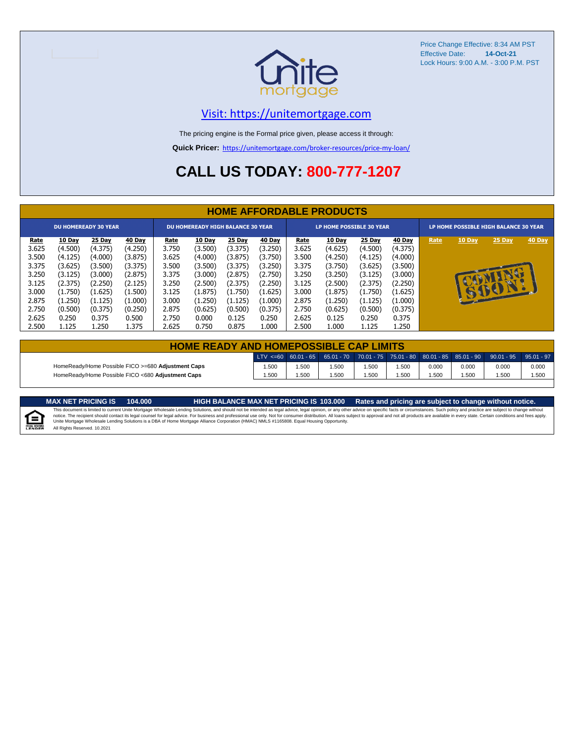Price Change Effective: 8:34 AM PST
Effective Date: **14-Oct-21**
Lock Hours: 9:00 A.M. - 3:00 P.M. PST

Visit: https://unitemortgage.com

The pricing engine is the Formal price given, please access it through:

**Quick Pricer:** https://unitemortgage.com/broker-resources/price-my-loan/

# CALL US TODAY: 800-777-1207

## HOME AFFORDABLE PRODUCTS

| DU HOMEREADY 30 YEAR | | | | DU HOMEREADY HIGH BALANCE 30 YEAR | | | | LP HOME POSSIBLE 30 YEAR | | | | LP HOME POSSIBLE HIGH BALANCE 30 YEAR | | | |
|---|---|---|---|---|---|---|---|---|---|---|---|---|---|---|---|
| Rate | 10 Day | 25 Day | 40 Day | Rate | 10 Day | 25 Day | 40 Day | Rate | 10 Day | 25 Day | 40 Day | Rate | 10 Day | 25 Day | 40 Day |
| 3.625 | (4.500) | (4.375) | (4.250) | 3.750 | (3.500) | (3.375) | (3.250) | 3.625 | (4.625) | (4.500) | (4.375) | COMING SOON! | | | |
| 3.500 | (4.125) | (4.000) | (3.875) | 3.625 | (4.000) | (3.875) | (3.750) | 3.500 | (4.250) | (4.125) | (4.000) | | | | |
| 3.375 | (3.625) | (3.500) | (3.375) | 3.500 | (3.500) | (3.375) | (3.250) | 3.375 | (3.750) | (3.625) | (3.500) | | | | |
| 3.250 | (3.125) | (3.000) | (2.875) | 3.375 | (3.000) | (2.875) | (2.750) | 3.250 | (3.250) | (3.125) | (3.000) | | | | |
| 3.125 | (2.375) | (2.250) | (2.125) | 3.250 | (2.500) | (2.375) | (2.250) | 3.125 | (2.500) | (2.375) | (2.250) | | | | |
| 3.000 | (1.750) | (1.625) | (1.500) | 3.125 | (1.875) | (1.750) | (1.625) | 3.000 | (1.875) | (1.750) | (1.625) | | | | |
| 2.875 | (1.250) | (1.125) | (1.000) | 3.000 | (1.250) | (1.125) | (1.000) | 2.875 | (1.250) | (1.125) | (1.000) | | | | |
| 2.750 | (0.500) | (0.375) | (0.250) | 2.875 | (0.625) | (0.500) | (0.375) | 2.750 | (0.625) | (0.500) | (0.375) | | | | |
| 2.625 | 0.250 | 0.375 | 0.500 | 2.750 | 0.000 | 0.125 | 0.250 | 2.625 | 0.125 | 0.250 | 0.375 | | | | |
| 2.500 | 1.125 | 1.250 | 1.375 | 2.625 | 0.750 | 0.875 | 1.000 | 2.500 | 1.000 | 1.125 | 1.250 | | | | |

## HOME READY AND HOMEPOSSIBLE CAP LIMITS

| | LTV <=60 | 60.01 - 65 | 65.01 - 70 | 70.01 - 75 | 75.01 - 80 | 80.01 - 85 | 85.01 - 90 | 90.01 - 95 | 95.01 - 97 |
|---|---|---|---|---|---|---|---|---|---|
| HomeReady/Home Possible FICO >=680 **Adjustment Caps** | 1.500 | 1.500 | 1.500 | 1.500 | 1.500 | 0.000 | 0.000 | 0.000 | 0.000 |
| HomeReady/Home Possible FICO <680 **Adjustment Caps** | 1.500 | 1.500 | 1.500 | 1.500 | 1.500 | 1.500 | 1.500 | 1.500 | 1.500 |

**MAX NET PRICING IS 104.000** **HIGH BALANCE MAX NET PRICING IS 103.000** **Rates and pricing are subject to change without notice.**

This document is limited to current Unite Mortgage Wholesale Lending Solutions, and should not be intended as legal advice, legal opinion, or any other advice on specific facts or circumstances. Such policy and practice are subject to change without notice. The recipient should contact its legal counsel for legal advice. For business and professional use only. Not for consumer distribution. All loans subject to approval and not all products are available in every state. Certain conditions and fees apply. Unite Mortgage Wholesale Lending Solutions is a DBA of Home Mortgage Alliance Corporation (HMAC) NMLS #1165808. Equal Housing Opportunity.
All Rights Reserved. 10.2021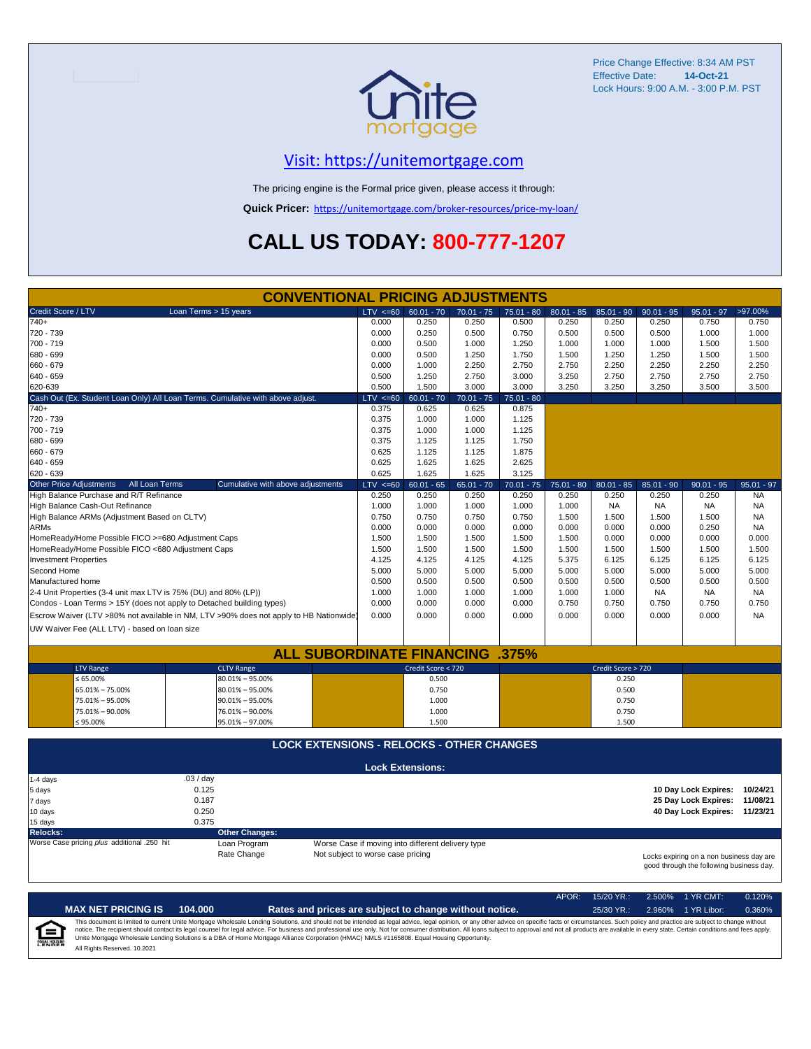Price Change Effective: 8:34 AM PST
Effective Date: **14-Oct-21**
Lock Hours: 9:00 A.M. - 3:00 P.M. PST

## Visit: https://unitemortgage.com

The pricing engine is the Formal price given, please access it through:

**Quick Pricer:** https://unitemortgage.com/broker-resources/price-my-loan/

# CALL US TODAY: 800-777-1207

## CONVENTIONAL PRICING ADJUSTMENTS

| Credit Score / LTV — Loan Terms > 15 years | LTV <=60 | 60.01 - 70 | 70.01 - 75 | 75.01 - 80 | 80.01 - 85 | 85.01 - 90 | 90.01 - 95 | 95.01 - 97 | >97.00% |
|---|---|---|---|---|---|---|---|---|---|
| 740+ | 0.000 | 0.250 | 0.250 | 0.500 | 0.250 | 0.250 | 0.250 | 0.750 | 0.750 |
| 720 - 739 | 0.000 | 0.250 | 0.500 | 0.750 | 0.500 | 0.500 | 0.500 | 1.000 | 1.000 |
| 700 - 719 | 0.000 | 0.500 | 1.000 | 1.250 | 1.000 | 1.000 | 1.000 | 1.500 | 1.500 |
| 680 - 699 | 0.000 | 0.500 | 1.250 | 1.750 | 1.500 | 1.250 | 1.250 | 1.500 | 1.500 |
| 660 - 679 | 0.000 | 1.000 | 2.250 | 2.750 | 2.750 | 2.250 | 2.250 | 2.250 | 2.250 |
| 640 - 659 | 0.500 | 1.250 | 2.750 | 3.000 | 3.250 | 2.750 | 2.750 | 2.750 | 2.750 |
| 620-639 | 0.500 | 1.500 | 3.000 | 3.000 | 3.250 | 3.250 | 3.250 | 3.500 | 3.500 |

| Cash Out (Ex. Student Loan Only) All Loan Terms. Cumulative with above adjust. | LTV <=60 | 60.01 - 70 | 70.01 - 75 | 75.01 - 80 |
|---|---|---|---|---|
| 740+ | 0.375 | 0.625 | 0.625 | 0.875 |
| 720 - 739 | 0.375 | 1.000 | 1.000 | 1.125 |
| 700 - 719 | 0.375 | 1.000 | 1.000 | 1.125 |
| 680 - 699 | 0.375 | 1.125 | 1.125 | 1.750 |
| 660 - 679 | 0.625 | 1.125 | 1.125 | 1.875 |
| 640 - 659 | 0.625 | 1.625 | 1.625 | 2.625 |
| 620 - 639 | 0.625 | 1.625 | 1.625 | 3.125 |

| Other Price Adjustments — All Loan Terms — Cumulative with above adjustments | LTV <=60 | 60.01 - 65 | 65.01 - 70 | 70.01 - 75 | 75.01 - 80 | 80.01 - 85 | 85.01 - 90 | 90.01 - 95 | 95.01 - 97 |
|---|---|---|---|---|---|---|---|---|---|
| High Balance Purchase and R/T Refinance | 0.250 | 0.250 | 0.250 | 0.250 | 0.250 | 0.250 | 0.250 | 0.250 | NA |
| High Balance Cash-Out Refinance | 1.000 | 1.000 | 1.000 | 1.000 | 1.000 | NA | NA | NA | NA |
| High Balance ARMs (Adjustment Based on CLTV) | 0.750 | 0.750 | 0.750 | 0.750 | 1.500 | 1.500 | 1.500 | 1.500 | NA |
| ARMs | 0.000 | 0.000 | 0.000 | 0.000 | 0.000 | 0.000 | 0.000 | 0.250 | NA |
| HomeReady/Home Possible FICO >=680 Adjustment Caps | 1.500 | 1.500 | 1.500 | 1.500 | 1.500 | 0.000 | 0.000 | 0.000 | 0.000 |
| HomeReady/Home Possible FICO <680 Adjustment Caps | 1.500 | 1.500 | 1.500 | 1.500 | 1.500 | 1.500 | 1.500 | 1.500 | 1.500 |
| Investment Properties | 4.125 | 4.125 | 4.125 | 4.125 | 5.375 | 6.125 | 6.125 | 6.125 | 6.125 |
| Second Home | 5.000 | 5.000 | 5.000 | 5.000 | 5.000 | 5.000 | 5.000 | 5.000 | 5.000 |
| Manufactured home | 0.500 | 0.500 | 0.500 | 0.500 | 0.500 | 0.500 | 0.500 | 0.500 | 0.500 |
| 2-4 Unit Properties (3-4 unit max LTV is 75% (DU) and 80% (LP)) | 1.000 | 1.000 | 1.000 | 1.000 | 1.000 | 1.000 | NA | NA | NA |
| Condos - Loan Terms > 15Y (does not apply to Detached building types) | 0.000 | 0.000 | 0.000 | 0.000 | 0.750 | 0.750 | 0.750 | 0.750 | 0.750 |
| Escrow Waiver (LTV >80% not available in NM, LTV >90% does not apply to HB Nationwide) | 0.000 | 0.000 | 0.000 | 0.000 | 0.000 | 0.000 | 0.000 | 0.000 | NA |
| UW Waiver Fee (ALL LTV) - based on loan size | | | | | | | | | |

## ALL SUBORDINATE FINANCING .375%

| LTV Range | CLTV Range | Credit Score < 720 | Credit Score > 720 |
|---|---|---|---|
| ≤ 65.00% | 80.01% – 95.00% | 0.500 | 0.250 |
| 65.01% – 75.00% | 80.01% – 95.00% | 0.750 | 0.500 |
| 75.01% – 95.00% | 90.01% – 95.00% | 1.000 | 0.750 |
| 75.01% – 90.00% | 76.01% – 90.00% | 1.000 | 0.750 |
| ≤ 95.00% | 95.01% – 97.00% | 1.500 | 1.500 |

## LOCK EXTENSIONS - RELOCKS - OTHER CHANGES

### Lock Extensions:

| Days | Cost |
|---|---|
| 1-4 days | .03 / day |
| 5 days | 0.125 |
| 7 days | 0.187 |
| 10 days | 0.250 |
| 15 days | 0.375 |

**10 Day Lock Expires:** 10/24/21
**25 Day Lock Expires:** 11/08/21
**40 Day Lock Expires:** 11/23/21

**Relocks:**
Worse Case pricing *plus* additional .250 hit

**Other Changes:**

| | |
|---|---|
| Loan Program | Worse Case if moving into different delivery type |
| Rate Change | Not subject to worse case pricing |

Locks expiring on a non business day are good through the following business day.

| APOR: | 15/20 YR.: | 2.500% | 1 YR CMT: | 0.120% |
|---|---|---|---|---|
| | 25/30 YR.: | 2.960% | 1 YR Libor: | 0.360% |

**MAX NET PRICING IS 104.000** — **Rates and prices are subject to change without notice.**

This document is limited to current Unite Mortgage Wholesale Lending Solutions, and should not be intended as legal advice, legal opinion, or any other advice on specific facts or circumstances. Such policy and practice are subject to change without notice. The recipient should contact its legal counsel for legal advice. For business and professional use only. Not for consumer distribution. All loans subject to approval and not all products are available in every state. Certain conditions and fees apply. Unite Mortgage Wholesale Lending Solutions is a DBA of Home Mortgage Alliance Corporation (HMAC) NMLS #1165808. Equal Housing Opportunity.
All Rights Reserved. 10.2021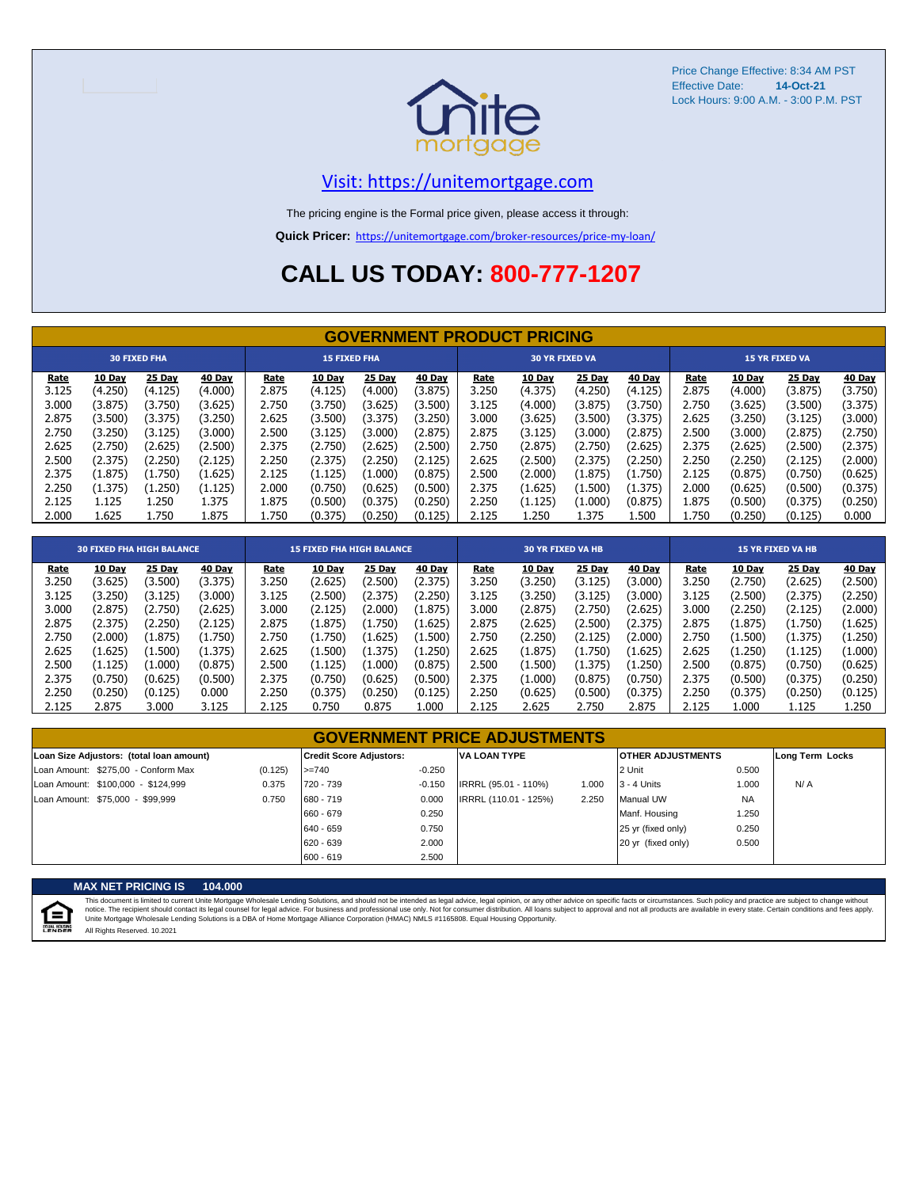Price Change Effective: 8:34 AM PST
Effective Date: **14-Oct-21**
Lock Hours: 9:00 A.M. - 3:00 P.M. PST

## Visit: https://unitemortgage.com

The pricing engine is the Formal price given, please access it through:

**Quick Pricer:** https://unitemortgage.com/broker-resources/price-my-loan/

# CALL US TODAY: 800-777-1207

## GOVERNMENT PRODUCT PRICING

| 30 FIXED FHA | | | | 15 FIXED FHA | | | | 30 YR FIXED VA | | | | 15 YR FIXED VA | | | |
|---|---|---|---|---|---|---|---|---|---|---|---|---|---|---|---|
| Rate | 10 Day | 25 Day | 40 Day | Rate | 10 Day | 25 Day | 40 Day | Rate | 10 Day | 25 Day | 40 Day | Rate | 10 Day | 25 Day | 40 Day |
| 3.125 | (4.250) | (4.125) | (4.000) | 2.875 | (4.125) | (4.000) | (3.875) | 3.250 | (4.375) | (4.250) | (4.125) | 2.875 | (4.000) | (3.875) | (3.750) |
| 3.000 | (3.875) | (3.750) | (3.625) | 2.750 | (3.750) | (3.625) | (3.500) | 3.125 | (4.000) | (3.875) | (3.750) | 2.750 | (3.625) | (3.500) | (3.375) |
| 2.875 | (3.500) | (3.375) | (3.250) | 2.625 | (3.500) | (3.375) | (3.250) | 3.000 | (3.625) | (3.500) | (3.375) | 2.625 | (3.250) | (3.125) | (3.000) |
| 2.750 | (3.250) | (3.125) | (3.000) | 2.500 | (3.125) | (3.000) | (2.875) | 2.875 | (3.125) | (3.000) | (2.875) | 2.500 | (3.000) | (2.875) | (2.750) |
| 2.625 | (2.750) | (2.625) | (2.500) | 2.375 | (2.750) | (2.625) | (2.500) | 2.750 | (2.875) | (2.750) | (2.625) | 2.375 | (2.625) | (2.500) | (2.375) |
| 2.500 | (2.375) | (2.250) | (2.125) | 2.250 | (2.375) | (2.250) | (2.125) | 2.625 | (2.500) | (2.375) | (2.250) | 2.250 | (2.250) | (2.125) | (2.000) |
| 2.375 | (1.875) | (1.750) | (1.625) | 2.125 | (1.125) | (1.000) | (0.875) | 2.500 | (2.000) | (1.875) | (1.750) | 2.125 | (0.875) | (0.750) | (0.625) |
| 2.250 | (1.375) | (1.250) | (1.125) | 2.000 | (0.750) | (0.625) | (0.500) | 2.375 | (1.625) | (1.500) | (1.375) | 2.000 | (0.625) | (0.500) | (0.375) |
| 2.125 | 1.125 | 1.250 | 1.375 | 1.875 | (0.500) | (0.375) | (0.250) | 2.250 | (1.125) | (1.000) | (0.875) | 1.875 | (0.500) | (0.375) | (0.250) |
| 2.000 | 1.625 | 1.750 | 1.875 | 1.750 | (0.375) | (0.250) | (0.125) | 2.125 | 1.250 | 1.375 | 1.500 | 1.750 | (0.250) | (0.125) | 0.000 |

| 30 FIXED FHA HIGH BALANCE | | | | 15 FIXED FHA HIGH BALANCE | | | | 30 YR FIXED VA HB | | | | 15 YR FIXED VA HB | | | |
|---|---|---|---|---|---|---|---|---|---|---|---|---|---|---|---|
| Rate | 10 Day | 25 Day | 40 Day | Rate | 10 Day | 25 Day | 40 Day | Rate | 10 Day | 25 Day | 40 Day | Rate | 10 Day | 25 Day | 40 Day |
| 3.250 | (3.625) | (3.500) | (3.375) | 3.250 | (2.625) | (2.500) | (2.375) | 3.250 | (3.250) | (3.125) | (3.000) | 3.250 | (2.750) | (2.625) | (2.500) |
| 3.125 | (3.250) | (3.125) | (3.000) | 3.125 | (2.500) | (2.375) | (2.250) | 3.125 | (3.250) | (3.125) | (3.000) | 3.125 | (2.500) | (2.375) | (2.250) |
| 3.000 | (2.875) | (2.750) | (2.625) | 3.000 | (2.125) | (2.000) | (1.875) | 3.000 | (2.875) | (2.750) | (2.625) | 3.000 | (2.250) | (2.125) | (2.000) |
| 2.875 | (2.375) | (2.250) | (2.125) | 2.875 | (1.875) | (1.750) | (1.625) | 2.875 | (2.625) | (2.500) | (2.375) | 2.875 | (1.875) | (1.750) | (1.625) |
| 2.750 | (2.000) | (1.875) | (1.750) | 2.750 | (1.750) | (1.625) | (1.500) | 2.750 | (2.250) | (2.125) | (2.000) | 2.750 | (1.500) | (1.375) | (1.250) |
| 2.625 | (1.625) | (1.500) | (1.375) | 2.625 | (1.500) | (1.375) | (1.250) | 2.625 | (1.875) | (1.750) | (1.625) | 2.625 | (1.250) | (1.125) | (1.000) |
| 2.500 | (1.125) | (1.000) | (0.875) | 2.500 | (1.125) | (1.000) | (0.875) | 2.500 | (1.500) | (1.375) | (1.250) | 2.500 | (0.875) | (0.750) | (0.625) |
| 2.375 | (0.750) | (0.625) | (0.500) | 2.375 | (0.750) | (0.625) | (0.500) | 2.375 | (1.000) | (0.875) | (0.750) | 2.375 | (0.500) | (0.375) | (0.250) |
| 2.250 | (0.250) | (0.125) | 0.000 | 2.250 | (0.375) | (0.250) | (0.125) | 2.250 | (0.625) | (0.500) | (0.375) | 2.250 | (0.375) | (0.250) | (0.125) |
| 2.125 | 2.875 | 3.000 | 3.125 | 2.125 | 0.750 | 0.875 | 1.000 | 2.125 | 2.625 | 2.750 | 2.875 | 2.125 | 1.000 | 1.125 | 1.250 |

## GOVERNMENT PRICE ADJUSTMENTS

| Loan Size Adjustors: (total loan amount) | | Credit Score Adjustors: | | VA LOAN TYPE | | OTHER ADJUSTMENTS | | Long Term Locks |
|---|---|---|---|---|---|---|---|---|
| Loan Amount: $275,000 - Conform Max | (0.125) | >=740 | -0.250 | | | 2 Unit | 0.500 | |
| Loan Amount: $100,000 - $124,999 | 0.375 | 720 - 739 | -0.150 | IRRRL (95.01 - 110%) | 1.000 | 3 - 4 Units | 1.000 | N/A |
| Loan Amount: $75,000 - $99,999 | 0.750 | 680 - 719 | 0.000 | IRRRL (110.01 - 125%) | 2.250 | Manual UW | NA | |
| | | 660 - 679 | 0.250 | | | Manf. Housing | 1.250 | |
| | | 640 - 659 | 0.750 | | | 25 yr (fixed only) | 0.250 | |
| | | 620 - 639 | 2.000 | | | 20 yr (fixed only) | 0.500 | |
| | | 600 - 619 | 2.500 | | | | | |

**MAX NET PRICING IS 104.000**

This document is limited to current Unite Mortgage Wholesale Lending Solutions, and should not be intended as legal advice, legal opinion, or any other advice on specific facts or circumstances. Such policy and practice are subject to change without notice. The recipient should contact its legal counsel for legal advice. For business and professional use only. Not for consumer distribution. All loans subject to approval and not all products are available in every state. Certain conditions and fees apply. Unite Mortgage Wholesale Lending Solutions is a DBA of Home Mortgage Alliance Corporation (HMAC) NMLS #1165808. Equal Housing Opportunity.
All Rights Reserved. 10.2021